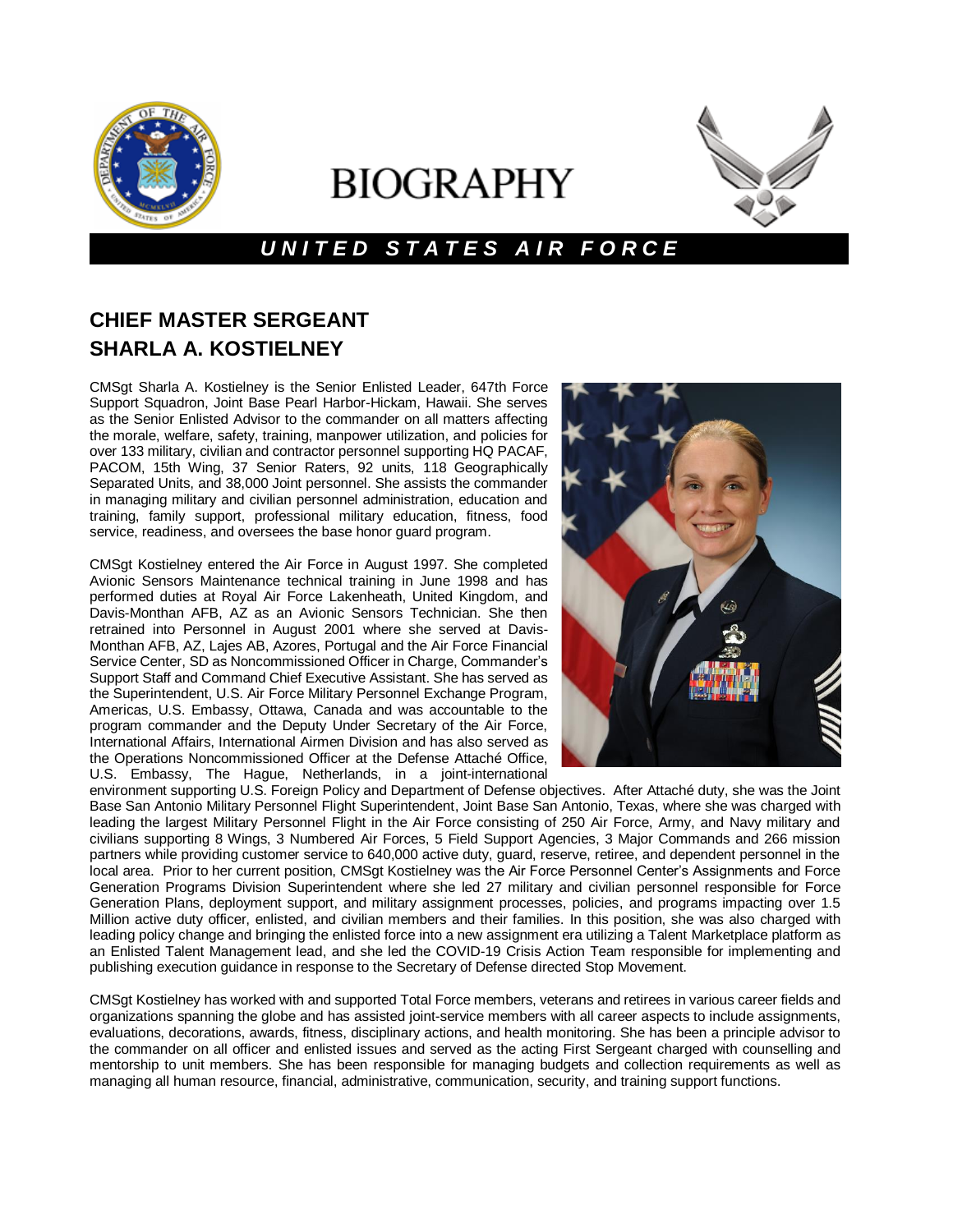# BIOGRAPHY

***UNITED STATES AIR FORCE***

## CHIEF MASTER SERGEANT
## SHARLA A. KOSTIELNEY

CMSgt Sharla A. Kostielney is the Senior Enlisted Leader, 647th Force Support Squadron, Joint Base Pearl Harbor-Hickam, Hawaii. She serves as the Senior Enlisted Advisor to the commander on all matters affecting the morale, welfare, safety, training, manpower utilization, and policies for over 133 military, civilian and contractor personnel supporting HQ PACAF, PACOM, 15th Wing, 37 Senior Raters, 92 units, 118 Geographically Separated Units, and 38,000 Joint personnel. She assists the commander in managing military and civilian personnel administration, education and training, family support, professional military education, fitness, food service, readiness, and oversees the base honor guard program.

CMSgt Kostielney entered the Air Force in August 1997. She completed Avionic Sensors Maintenance technical training in June 1998 and has performed duties at Royal Air Force Lakenheath, United Kingdom, and Davis-Monthan AFB, AZ as an Avionic Sensors Technician. She then retrained into Personnel in August 2001 where she served at Davis-Monthan AFB, AZ, Lajes AB, Azores, Portugal and the Air Force Financial Service Center, SD as Noncommissioned Officer in Charge, Commander's Support Staff and Command Chief Executive Assistant. She has served as the Superintendent, U.S. Air Force Military Personnel Exchange Program, Americas, U.S. Embassy, Ottawa, Canada and was accountable to the program commander and the Deputy Under Secretary of the Air Force, International Affairs, International Airmen Division and has also served as the Operations Noncommissioned Officer at the Defense Attaché Office, U.S. Embassy, The Hague, Netherlands, in a joint-international environment supporting U.S. Foreign Policy and Department of Defense objectives. After Attaché duty, she was the Joint Base San Antonio Military Personnel Flight Superintendent, Joint Base San Antonio, Texas, where she was charged with leading the largest Military Personnel Flight in the Air Force consisting of 250 Air Force, Army, and Navy military and civilians supporting 8 Wings, 3 Numbered Air Forces, 5 Field Support Agencies, 3 Major Commands and 266 mission partners while providing customer service to 640,000 active duty, guard, reserve, retiree, and dependent personnel in the local area. Prior to her current position, CMSgt Kostielney was the Air Force Personnel Center's Assignments and Force Generation Programs Division Superintendent where she led 27 military and civilian personnel responsible for Force Generation Plans, deployment support, and military assignment processes, policies, and programs impacting over 1.5 Million active duty officer, enlisted, and civilian members and their families. In this position, she was also charged with leading policy change and bringing the enlisted force into a new assignment era utilizing a Talent Marketplace platform as an Enlisted Talent Management lead, and she led the COVID-19 Crisis Action Team responsible for implementing and publishing execution guidance in response to the Secretary of Defense directed Stop Movement.

CMSgt Kostielney has worked with and supported Total Force members, veterans and retirees in various career fields and organizations spanning the globe and has assisted joint-service members with all career aspects to include assignments, evaluations, decorations, awards, fitness, disciplinary actions, and health monitoring. She has been a principle advisor to the commander on all officer and enlisted issues and served as the acting First Sergeant charged with counselling and mentorship to unit members. She has been responsible for managing budgets and collection requirements as well as managing all human resource, financial, administrative, communication, security, and training support functions.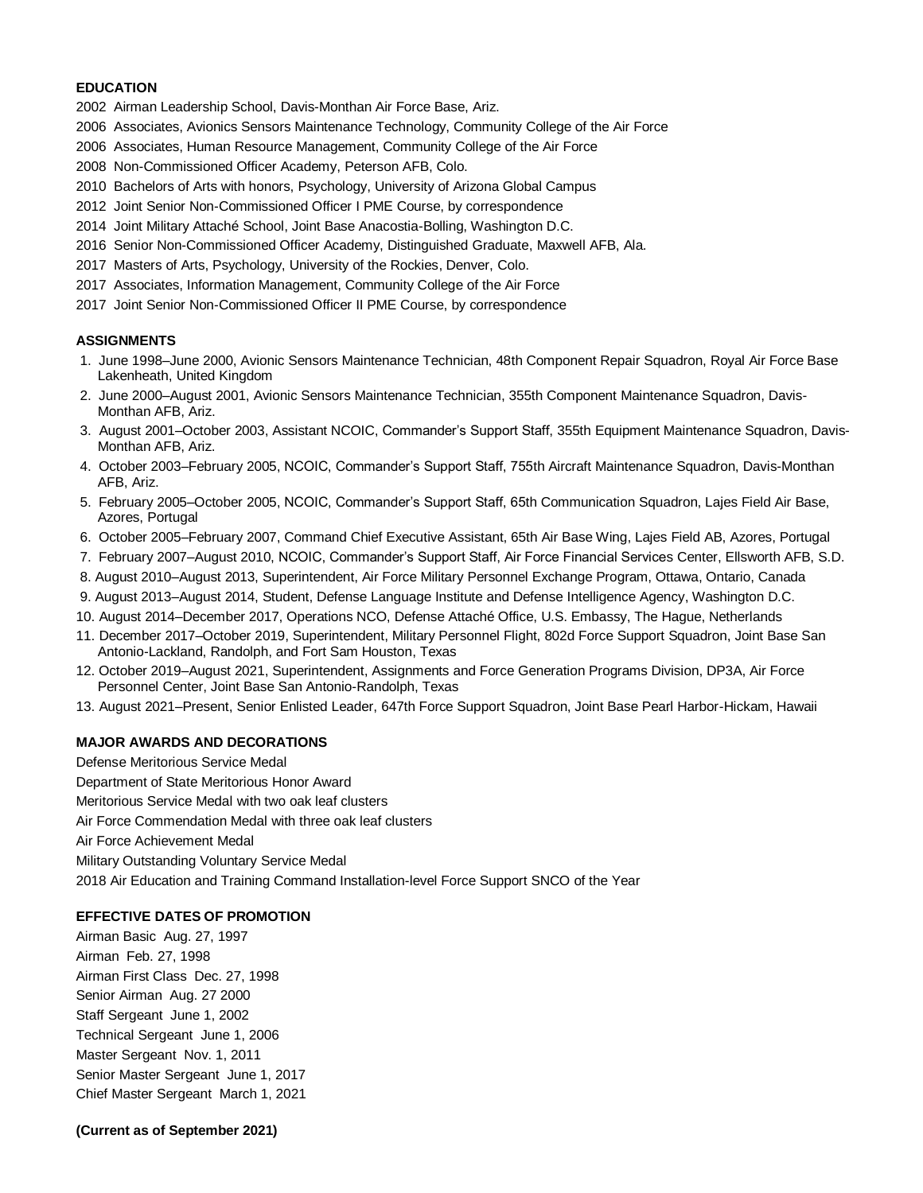**EDUCATION**

2002 Airman Leadership School, Davis-Monthan Air Force Base, Ariz.
2006 Associates, Avionics Sensors Maintenance Technology, Community College of the Air Force
2006 Associates, Human Resource Management, Community College of the Air Force
2008 Non-Commissioned Officer Academy, Peterson AFB, Colo.
2010 Bachelors of Arts with honors, Psychology, University of Arizona Global Campus
2012 Joint Senior Non-Commissioned Officer I PME Course, by correspondence
2014 Joint Military Attaché School, Joint Base Anacostia-Bolling, Washington D.C.
2016 Senior Non-Commissioned Officer Academy, Distinguished Graduate, Maxwell AFB, Ala.
2017 Masters of Arts, Psychology, University of the Rockies, Denver, Colo.
2017 Associates, Information Management, Community College of the Air Force
2017 Joint Senior Non-Commissioned Officer II PME Course, by correspondence

**ASSIGNMENTS**

1. June 1998–June 2000, Avionic Sensors Maintenance Technician, 48th Component Repair Squadron, Royal Air Force Base Lakenheath, United Kingdom
2. June 2000–August 2001, Avionic Sensors Maintenance Technician, 355th Component Maintenance Squadron, Davis-Monthan AFB, Ariz.
3. August 2001–October 2003, Assistant NCOIC, Commander's Support Staff, 355th Equipment Maintenance Squadron, Davis-Monthan AFB, Ariz.
4. October 2003–February 2005, NCOIC, Commander's Support Staff, 755th Aircraft Maintenance Squadron, Davis-Monthan AFB, Ariz.
5. February 2005–October 2005, NCOIC, Commander's Support Staff, 65th Communication Squadron, Lajes Field Air Base, Azores, Portugal
6. October 2005–February 2007, Command Chief Executive Assistant, 65th Air Base Wing, Lajes Field AB, Azores, Portugal
7. February 2007–August 2010, NCOIC, Commander's Support Staff, Air Force Financial Services Center, Ellsworth AFB, S.D.
8. August 2010–August 2013, Superintendent, Air Force Military Personnel Exchange Program, Ottawa, Ontario, Canada
9. August 2013–August 2014, Student, Defense Language Institute and Defense Intelligence Agency, Washington D.C.
10. August 2014–December 2017, Operations NCO, Defense Attaché Office, U.S. Embassy, The Hague, Netherlands
11. December 2017–October 2019, Superintendent, Military Personnel Flight, 802d Force Support Squadron, Joint Base San Antonio-Lackland, Randolph, and Fort Sam Houston, Texas
12. October 2019–August 2021, Superintendent, Assignments and Force Generation Programs Division, DP3A, Air Force Personnel Center, Joint Base San Antonio-Randolph, Texas
13. August 2021–Present, Senior Enlisted Leader, 647th Force Support Squadron, Joint Base Pearl Harbor-Hickam, Hawaii

**MAJOR AWARDS AND DECORATIONS**

Defense Meritorious Service Medal
Department of State Meritorious Honor Award
Meritorious Service Medal with two oak leaf clusters
Air Force Commendation Medal with three oak leaf clusters
Air Force Achievement Medal
Military Outstanding Voluntary Service Medal
2018 Air Education and Training Command Installation-level Force Support SNCO of the Year

**EFFECTIVE DATES OF PROMOTION**

Airman Basic Aug. 27, 1997
Airman Feb. 27, 1998
Airman First Class Dec. 27, 1998
Senior Airman Aug. 27 2000
Staff Sergeant June 1, 2002
Technical Sergeant June 1, 2006
Master Sergeant Nov. 1, 2011
Senior Master Sergeant June 1, 2017
Chief Master Sergeant March 1, 2021

**(Current as of September 2021)**